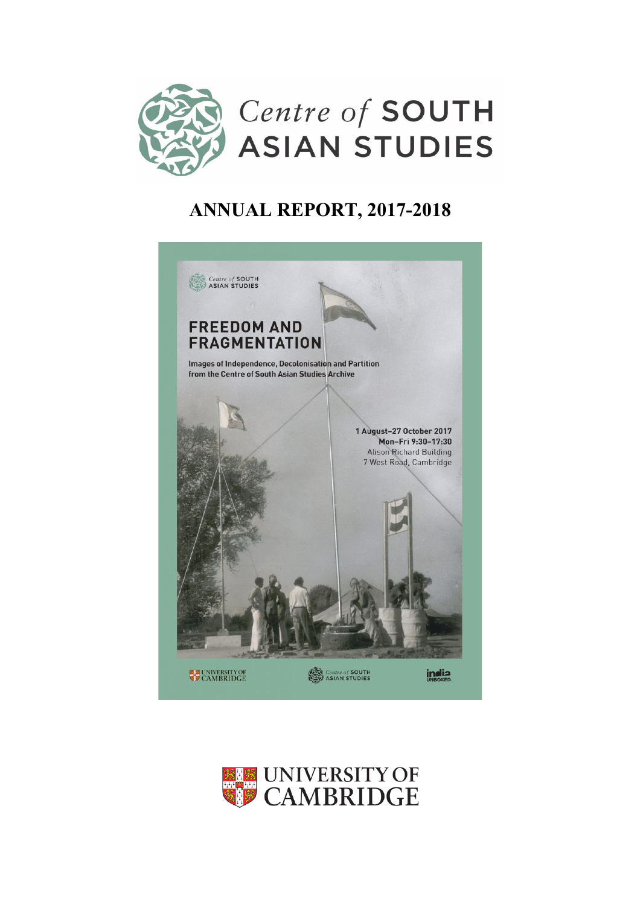# Centre of SOUTH ASIAN STUDIES

## ANNUAL REPORT, 2017-2018

Centre of SOUTH ASIAN STUDIES

**FREEDOM AND FRAGMENTATION**

Images of Independence, Decolonisation and Partition from the Centre of South Asian Studies Archive

1 August–27 October 2017
Mon–Fri 9:30–17:30
Alison Richard Building
7 West Road, Cambridge

UNIVERSITY OF CAMBRIDGE

Centre of SOUTH ASIAN STUDIES

india UNBOXED.

UNIVERSITY OF CAMBRIDGE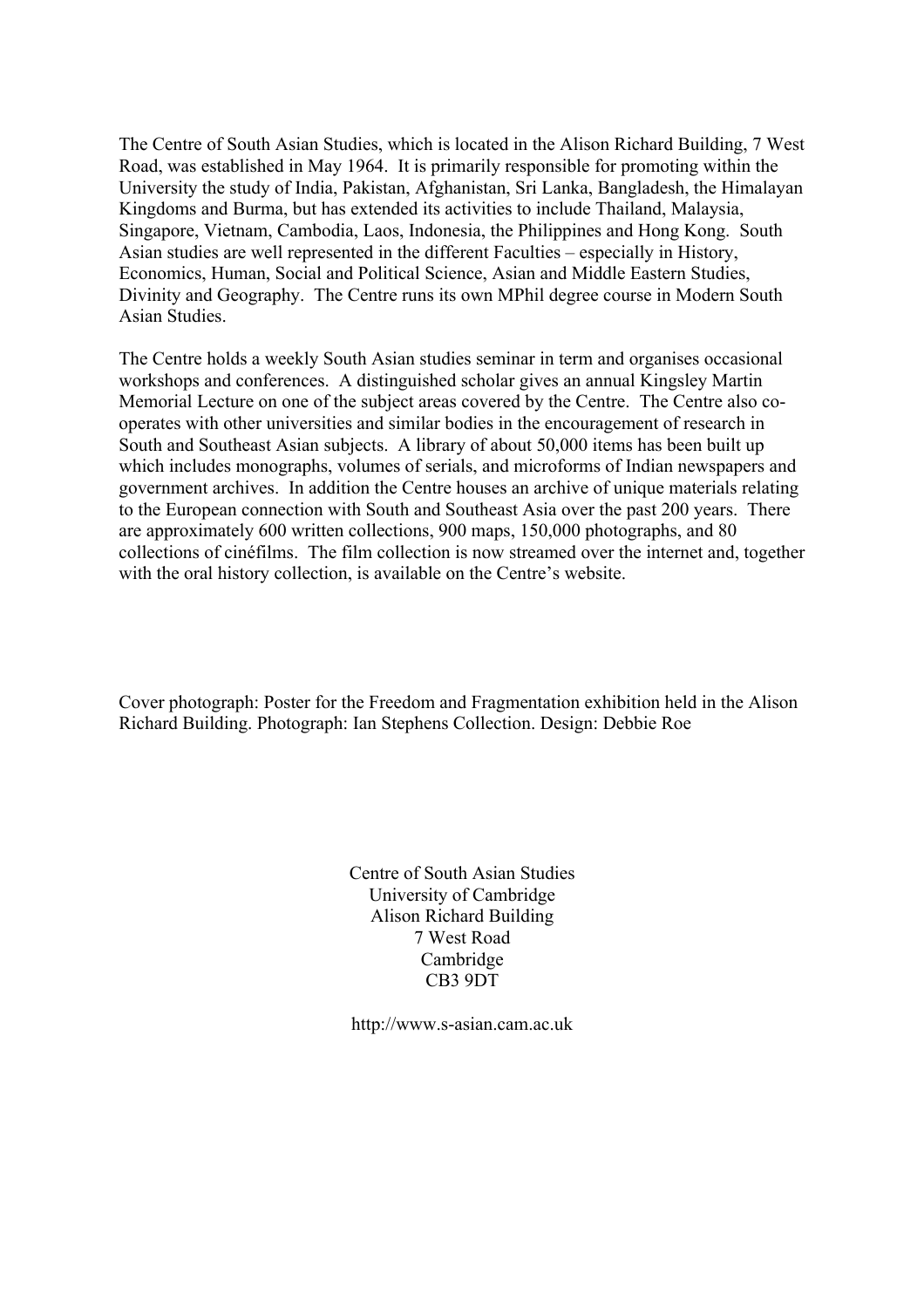The Centre of South Asian Studies, which is located in the Alison Richard Building, 7 West Road, was established in May 1964. It is primarily responsible for promoting within the University the study of India, Pakistan, Afghanistan, Sri Lanka, Bangladesh, the Himalayan Kingdoms and Burma, but has extended its activities to include Thailand, Malaysia, Singapore, Vietnam, Cambodia, Laos, Indonesia, the Philippines and Hong Kong. South Asian studies are well represented in the different Faculties – especially in History, Economics, Human, Social and Political Science, Asian and Middle Eastern Studies, Divinity and Geography. The Centre runs its own MPhil degree course in Modern South Asian Studies.

The Centre holds a weekly South Asian studies seminar in term and organises occasional workshops and conferences. A distinguished scholar gives an annual Kingsley Martin Memorial Lecture on one of the subject areas covered by the Centre. The Centre also co-operates with other universities and similar bodies in the encouragement of research in South and Southeast Asian subjects. A library of about 50,000 items has been built up which includes monographs, volumes of serials, and microforms of Indian newspapers and government archives. In addition the Centre houses an archive of unique materials relating to the European connection with South and Southeast Asia over the past 200 years. There are approximately 600 written collections, 900 maps, 150,000 photographs, and 80 collections of cinéfilms. The film collection is now streamed over the internet and, together with the oral history collection, is available on the Centre's website.

Cover photograph: Poster for the Freedom and Fragmentation exhibition held in the Alison Richard Building. Photograph: Ian Stephens Collection. Design: Debbie Roe

Centre of South Asian Studies
University of Cambridge
Alison Richard Building
7 West Road
Cambridge
CB3 9DT

http://www.s-asian.cam.ac.uk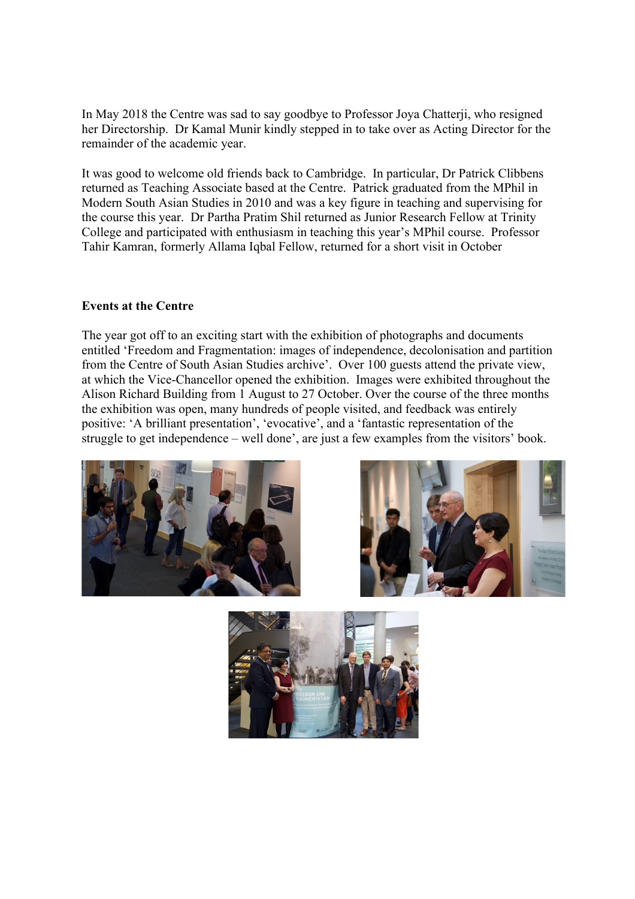In May 2018 the Centre was sad to say goodbye to Professor Joya Chatterji, who resigned her Directorship. Dr Kamal Munir kindly stepped in to take over as Acting Director for the remainder of the academic year.

It was good to welcome old friends back to Cambridge. In particular, Dr Patrick Clibbens returned as Teaching Associate based at the Centre. Patrick graduated from the MPhil in Modern South Asian Studies in 2010 and was a key figure in teaching and supervising for the course this year. Dr Partha Pratim Shil returned as Junior Research Fellow at Trinity College and participated with enthusiasm in teaching this year's MPhil course. Professor Tahir Kamran, formerly Allama Iqbal Fellow, returned for a short visit in October

**Events at the Centre**

The year got off to an exciting start with the exhibition of photographs and documents entitled 'Freedom and Fragmentation: images of independence, decolonisation and partition from the Centre of South Asian Studies archive'. Over 100 guests attend the private view, at which the Vice-Chancellor opened the exhibition. Images were exhibited throughout the Alison Richard Building from 1 August to 27 October. Over the course of the three months the exhibition was open, many hundreds of people visited, and feedback was entirely positive: 'A brilliant presentation', 'evocative', and a 'fantastic representation of the struggle to get independence – well done', are just a few examples from the visitors' book.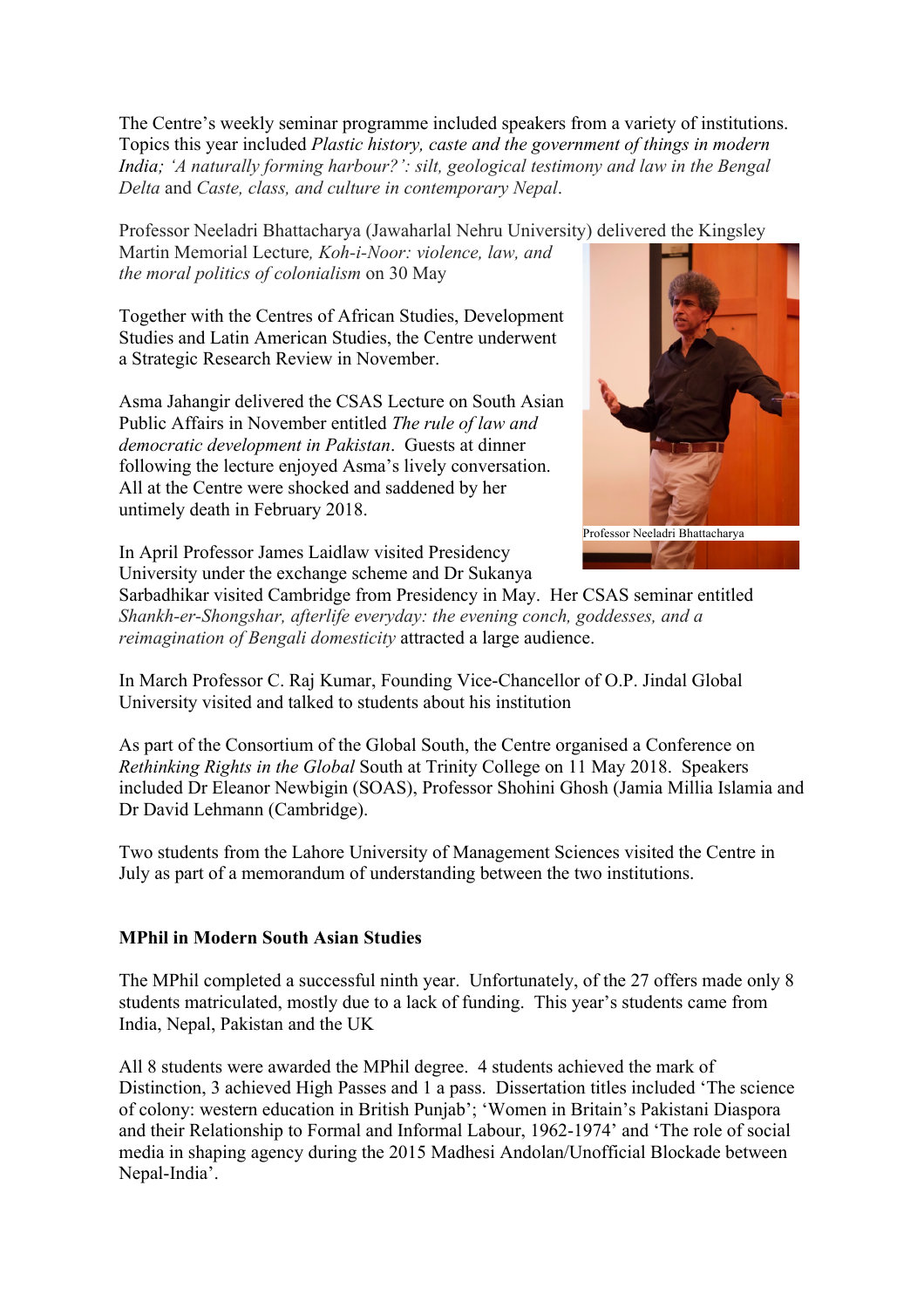The Centre's weekly seminar programme included speakers from a variety of institutions. Topics this year included *Plastic history, caste and the government of things in modern India; 'A naturally forming harbour?': silt, geological testimony and law in the Bengal Delta* and *Caste, class, and culture in contemporary Nepal*.

Professor Neeladri Bhattacharya (Jawaharlal Nehru University) delivered the Kingsley Martin Memorial Lecture*, Koh-i-Noor: violence, law, and the moral politics of colonialism* on 30 May

Professor Neeladri Bhattacharya

Together with the Centres of African Studies, Development Studies and Latin American Studies, the Centre underwent a Strategic Research Review in November.

Asma Jahangir delivered the CSAS Lecture on South Asian Public Affairs in November entitled *The rule of law and democratic development in Pakistan*. Guests at dinner following the lecture enjoyed Asma's lively conversation. All at the Centre were shocked and saddened by her untimely death in February 2018.

In April Professor James Laidlaw visited Presidency University under the exchange scheme and Dr Sukanya Sarbadhikar visited Cambridge from Presidency in May. Her CSAS seminar entitled *Shankh-er-Shongshar, afterlife everyday: the evening conch, goddesses, and a reimagination of Bengali domesticity* attracted a large audience.

In March Professor C. Raj Kumar, Founding Vice-Chancellor of O.P. Jindal Global University visited and talked to students about his institution

As part of the Consortium of the Global South, the Centre organised a Conference on *Rethinking Rights in the Global* South at Trinity College on 11 May 2018. Speakers included Dr Eleanor Newbigin (SOAS), Professor Shohini Ghosh (Jamia Millia Islamia and Dr David Lehmann (Cambridge).

Two students from the Lahore University of Management Sciences visited the Centre in July as part of a memorandum of understanding between the two institutions.

**MPhil in Modern South Asian Studies**

The MPhil completed a successful ninth year. Unfortunately, of the 27 offers made only 8 students matriculated, mostly due to a lack of funding. This year's students came from India, Nepal, Pakistan and the UK

All 8 students were awarded the MPhil degree. 4 students achieved the mark of Distinction, 3 achieved High Passes and 1 a pass. Dissertation titles included 'The science of colony: western education in British Punjab'; 'Women in Britain's Pakistani Diaspora and their Relationship to Formal and Informal Labour, 1962-1974' and 'The role of social media in shaping agency during the 2015 Madhesi Andolan/Unofficial Blockade between Nepal-India'.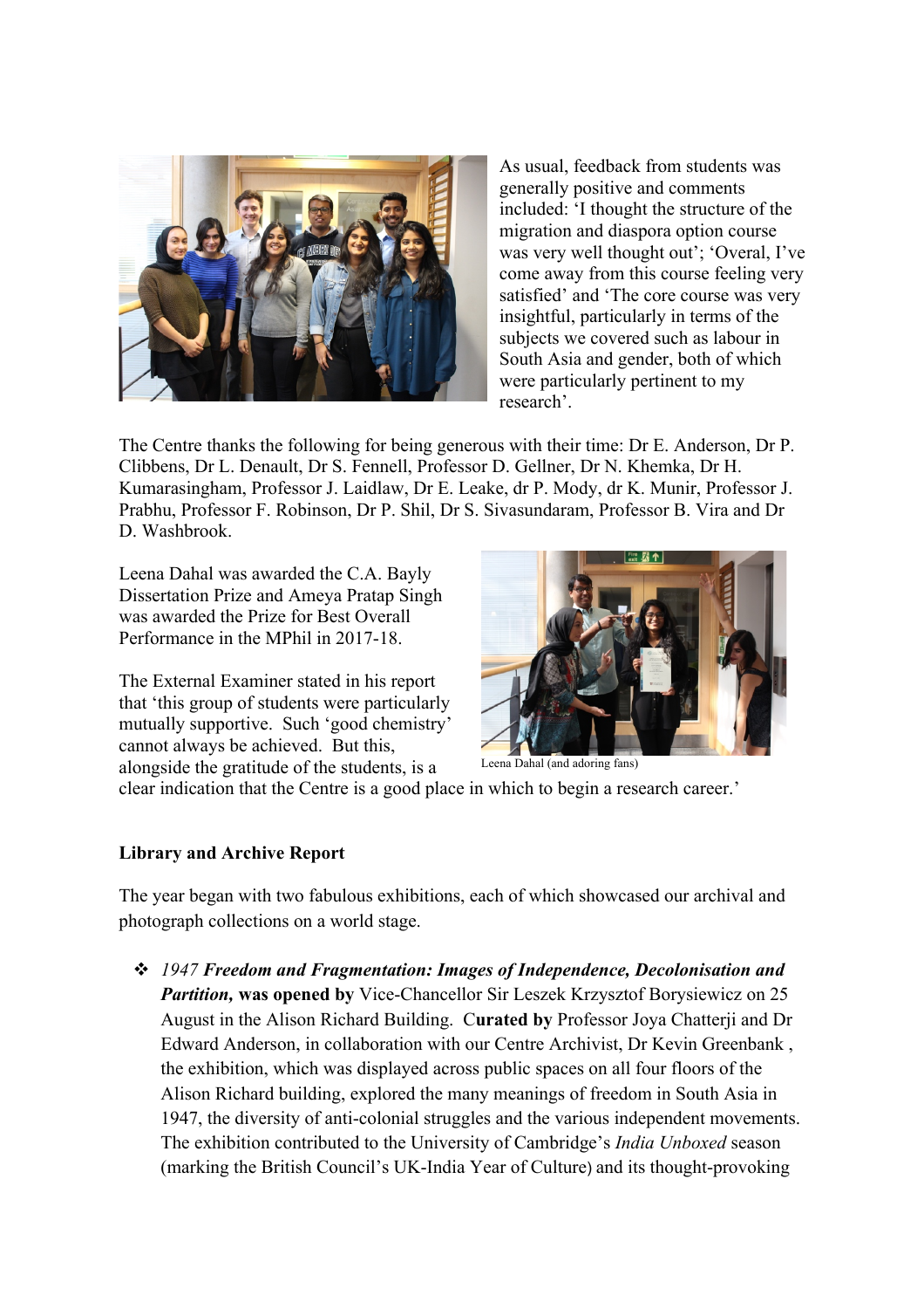As usual, feedback from students was generally positive and comments included: 'I thought the structure of the migration and diaspora option course was very well thought out'; 'Overal, I've come away from this course feeling very satisfied' and 'The core course was very insightful, particularly in terms of the subjects we covered such as labour in South Asia and gender, both of which were particularly pertinent to my research'.

The Centre thanks the following for being generous with their time: Dr E. Anderson, Dr P. Clibbens, Dr L. Denault, Dr S. Fennell, Professor D. Gellner, Dr N. Khemka, Dr H. Kumarasingham, Professor J. Laidlaw, Dr E. Leake, dr P. Mody, dr K. Munir, Professor J. Prabhu, Professor F. Robinson, Dr P. Shil, Dr S. Sivasundaram, Professor B. Vira and Dr D. Washbrook.

Leena Dahal was awarded the C.A. Bayly Dissertation Prize and Ameya Pratap Singh was awarded the Prize for Best Overall Performance in the MPhil in 2017-18.

Leena Dahal (and adoring fans)

The External Examiner stated in his report that 'this group of students were particularly mutually supportive. Such 'good chemistry' cannot always be achieved. But this, alongside the gratitude of the students, is a clear indication that the Centre is a good place in which to begin a research career.'

**Library and Archive Report**

The year began with two fabulous exhibitions, each of which showcased our archival and photograph collections on a world stage.

- *1947* ***Freedom and Fragmentation: Images of Independence, Decolonisation and Partition,*** **was opened by** Vice-Chancellor Sir Leszek Krzysztof Borysiewicz on 25 August in the Alison Richard Building. C**urated by** Professor Joya Chatterji and Dr Edward Anderson, in collaboration with our Centre Archivist, Dr Kevin Greenbank , the exhibition, which was displayed across public spaces on all four floors of the Alison Richard building, explored the many meanings of freedom in South Asia in 1947, the diversity of anti-colonial struggles and the various independent movements. The exhibition contributed to the University of Cambridge's *India Unboxed* season (marking the British Council's UK-India Year of Culture) and its thought-provoking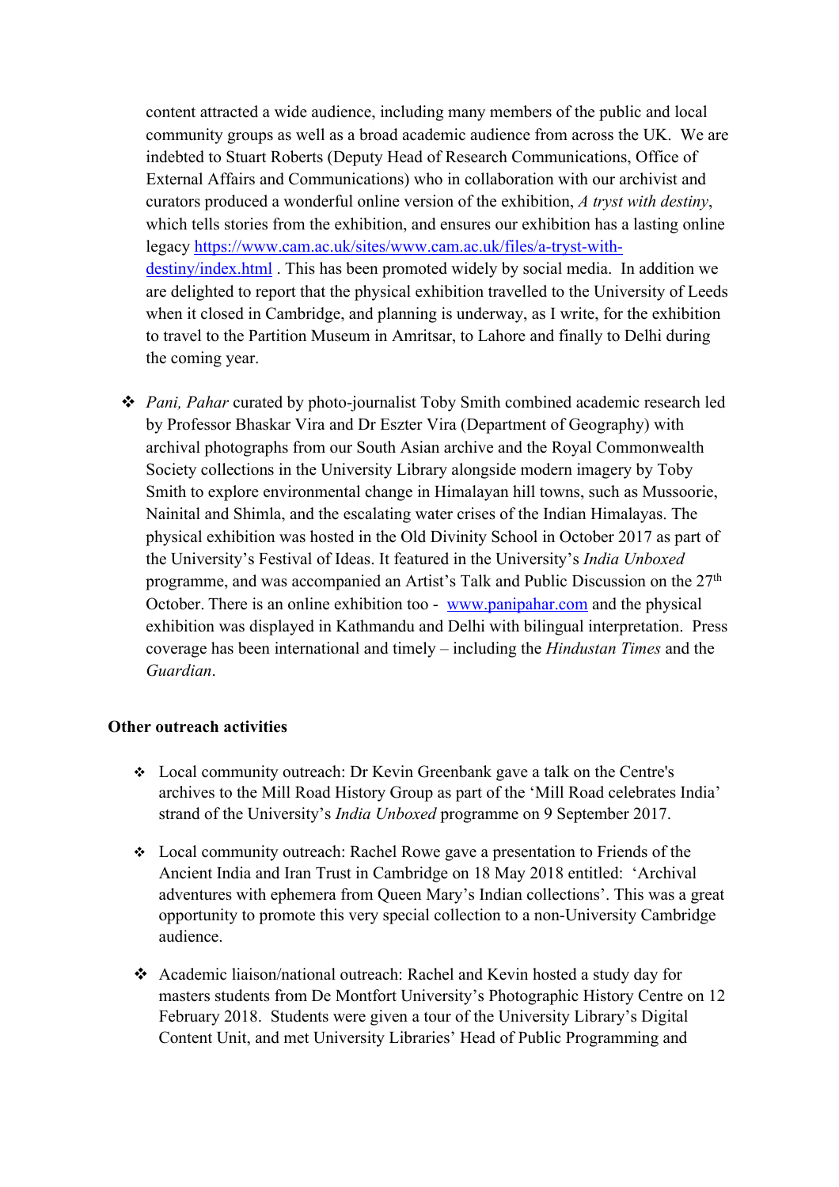content attracted a wide audience, including many members of the public and local community groups as well as a broad academic audience from across the UK. We are indebted to Stuart Roberts (Deputy Head of Research Communications, Office of External Affairs and Communications) who in collaboration with our archivist and curators produced a wonderful online version of the exhibition, *A tryst with destiny*, which tells stories from the exhibition, and ensures our exhibition has a lasting online legacy [https://www.cam.ac.uk/sites/www.cam.ac.uk/files/a-tryst-with-destiny/index.html](https://www.cam.ac.uk/sites/www.cam.ac.uk/files/a-tryst-with-destiny/index.html) . This has been promoted widely by social media. In addition we are delighted to report that the physical exhibition travelled to the University of Leeds when it closed in Cambridge, and planning is underway, as I write, for the exhibition to travel to the Partition Museum in Amritsar, to Lahore and finally to Delhi during the coming year.

- *Pani, Pahar* curated by photo-journalist Toby Smith combined academic research led by Professor Bhaskar Vira and Dr Eszter Vira (Department of Geography) with archival photographs from our South Asian archive and the Royal Commonwealth Society collections in the University Library alongside modern imagery by Toby Smith to explore environmental change in Himalayan hill towns, such as Mussoorie, Nainital and Shimla, and the escalating water crises of the Indian Himalayas. The physical exhibition was hosted in the Old Divinity School in October 2017 as part of the University's Festival of Ideas. It featured in the University's *India Unboxed* programme, and was accompanied an Artist's Talk and Public Discussion on the 27th October. There is an online exhibition too - [www.panipahar.com](www.panipahar.com) and the physical exhibition was displayed in Kathmandu and Delhi with bilingual interpretation. Press coverage has been international and timely – including the *Hindustan Times* and the *Guardian*.

**Other outreach activities**

- Local community outreach: Dr Kevin Greenbank gave a talk on the Centre's archives to the Mill Road History Group as part of the 'Mill Road celebrates India' strand of the University's *India Unboxed* programme on 9 September 2017.

- Local community outreach: Rachel Rowe gave a presentation to Friends of the Ancient India and Iran Trust in Cambridge on 18 May 2018 entitled: 'Archival adventures with ephemera from Queen Mary's Indian collections'. This was a great opportunity to promote this very special collection to a non-University Cambridge audience.

- Academic liaison/national outreach: Rachel and Kevin hosted a study day for masters students from De Montfort University's Photographic History Centre on 12 February 2018. Students were given a tour of the University Library's Digital Content Unit, and met University Libraries' Head of Public Programming and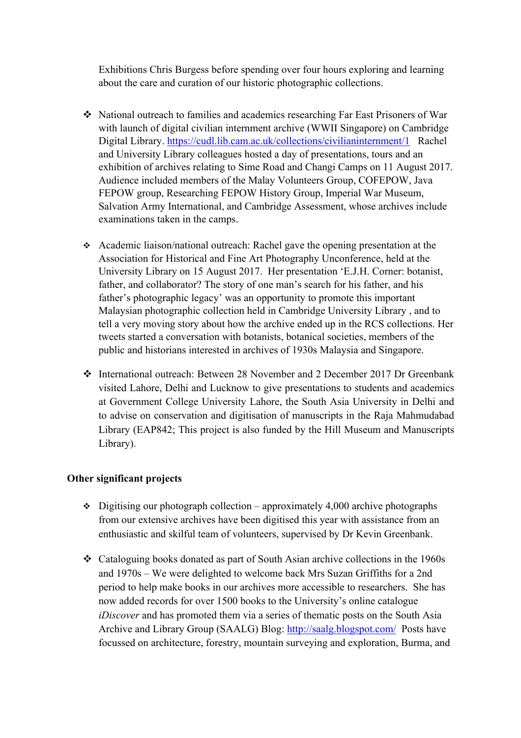Exhibitions Chris Burgess before spending over four hours exploring and learning about the care and curation of our historic photographic collections.

- National outreach to families and academics researching Far East Prisoners of War with launch of digital civilian internment archive (WWII Singapore) on Cambridge Digital Library. https://cudl.lib.cam.ac.uk/collections/civilianinternment/1 Rachel and University Library colleagues hosted a day of presentations, tours and an exhibition of archives relating to Sime Road and Changi Camps on 11 August 2017. Audience included members of the Malay Volunteers Group, COFEPOW, Java FEPOW group, Researching FEPOW History Group, Imperial War Museum, Salvation Army International, and Cambridge Assessment, whose archives include examinations taken in the camps.

- Academic liaison/national outreach: Rachel gave the opening presentation at the Association for Historical and Fine Art Photography Unconference, held at the University Library on 15 August 2017. Her presentation 'E.J.H. Corner: botanist, father, and collaborator? The story of one man's search for his father, and his father's photographic legacy' was an opportunity to promote this important Malaysian photographic collection held in Cambridge University Library , and to tell a very moving story about how the archive ended up in the RCS collections. Her tweets started a conversation with botanists, botanical societies, members of the public and historians interested in archives of 1930s Malaysia and Singapore.

- International outreach: Between 28 November and 2 December 2017 Dr Greenbank visited Lahore, Delhi and Lucknow to give presentations to students and academics at Government College University Lahore, the South Asia University in Delhi and to advise on conservation and digitisation of manuscripts in the Raja Mahmudabad Library (EAP842; This project is also funded by the Hill Museum and Manuscripts Library).

**Other significant projects**

- Digitising our photograph collection – approximately 4,000 archive photographs from our extensive archives have been digitised this year with assistance from an enthusiastic and skilful team of volunteers, supervised by Dr Kevin Greenbank.

- Cataloguing books donated as part of South Asian archive collections in the 1960s and 1970s – We were delighted to welcome back Mrs Suzan Griffiths for a 2nd period to help make books in our archives more accessible to researchers. She has now added records for over 1500 books to the University's online catalogue *iDiscover* and has promoted them via a series of thematic posts on the South Asia Archive and Library Group (SAALG) Blog: http://saalg.blogspot.com/ Posts have focussed on architecture, forestry, mountain surveying and exploration, Burma, and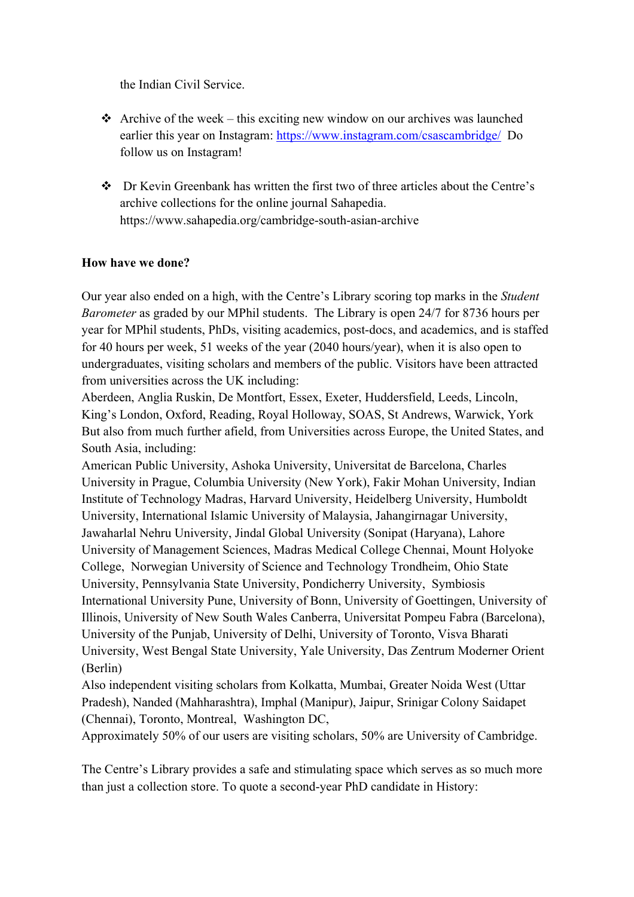the Indian Civil Service.

- Archive of the week – this exciting new window on our archives was launched earlier this year on Instagram: [https://www.instagram.com/csascambridge/](https://www.instagram.com/csascambridge/) Do follow us on Instagram!

- Dr Kevin Greenbank has written the first two of three articles about the Centre's archive collections for the online journal Sahapedia. https://www.sahapedia.org/cambridge-south-asian-archive

**How have we done?**

Our year also ended on a high, with the Centre's Library scoring top marks in the *Student Barometer* as graded by our MPhil students. The Library is open 24/7 for 8736 hours per year for MPhil students, PhDs, visiting academics, post-docs, and academics, and is staffed for 40 hours per week, 51 weeks of the year (2040 hours/year), when it is also open to undergraduates, visiting scholars and members of the public. Visitors have been attracted from universities across the UK including:
Aberdeen, Anglia Ruskin, De Montfort, Essex, Exeter, Huddersfield, Leeds, Lincoln, King's London, Oxford, Reading, Royal Holloway, SOAS, St Andrews, Warwick, York
But also from much further afield, from Universities across Europe, the United States, and South Asia, including:
American Public University, Ashoka University, Universitat de Barcelona, Charles University in Prague, Columbia University (New York), Fakir Mohan University, Indian Institute of Technology Madras, Harvard University, Heidelberg University, Humboldt University, International Islamic University of Malaysia, Jahangirnagar University, Jawaharlal Nehru University, Jindal Global University (Sonipat (Haryana), Lahore University of Management Sciences, Madras Medical College Chennai, Mount Holyoke College, Norwegian University of Science and Technology Trondheim, Ohio State University, Pennsylvania State University, Pondicherry University, Symbiosis International University Pune, University of Bonn, University of Goettingen, University of Illinois, University of New South Wales Canberra, Universitat Pompeu Fabra (Barcelona), University of the Punjab, University of Delhi, University of Toronto, Visva Bharati University, West Bengal State University, Yale University, Das Zentrum Moderner Orient (Berlin)
Also independent visiting scholars from Kolkatta, Mumbai, Greater Noida West (Uttar Pradesh), Nanded (Mahharashtra), Imphal (Manipur), Jaipur, Srinigar Colony Saidapet (Chennai), Toronto, Montreal, Washington DC,
Approximately 50% of our users are visiting scholars, 50% are University of Cambridge.

The Centre's Library provides a safe and stimulating space which serves as so much more than just a collection store. To quote a second-year PhD candidate in History: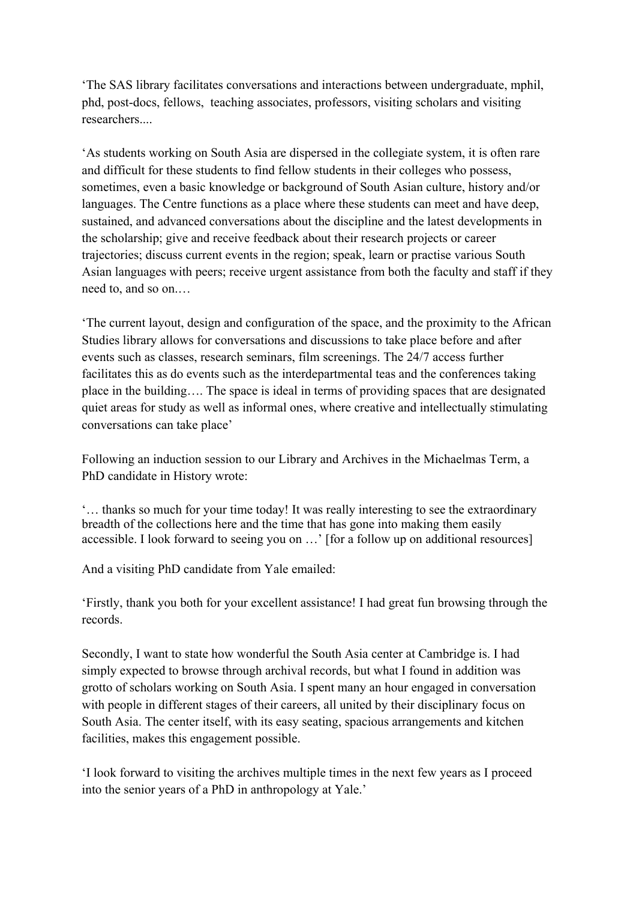'The SAS library facilitates conversations and interactions between undergraduate, mphil, phd, post-docs, fellows,  teaching associates, professors, visiting scholars and visiting researchers....

'As students working on South Asia are dispersed in the collegiate system, it is often rare and difficult for these students to find fellow students in their colleges who possess, sometimes, even a basic knowledge or background of South Asian culture, history and/or languages. The Centre functions as a place where these students can meet and have deep, sustained, and advanced conversations about the discipline and the latest developments in the scholarship; give and receive feedback about their research projects or career trajectories; discuss current events in the region; speak, learn or practise various South Asian languages with peers; receive urgent assistance from both the faculty and staff if they need to, and so on.…

'The current layout, design and configuration of the space, and the proximity to the African Studies library allows for conversations and discussions to take place before and after events such as classes, research seminars, film screenings. The 24/7 access further facilitates this as do events such as the interdepartmental teas and the conferences taking place in the building…. The space is ideal in terms of providing spaces that are designated quiet areas for study as well as informal ones, where creative and intellectually stimulating conversations can take place'

Following an induction session to our Library and Archives in the Michaelmas Term, a PhD candidate in History wrote:

'… thanks so much for your time today! It was really interesting to see the extraordinary breadth of the collections here and the time that has gone into making them easily accessible. I look forward to seeing you on …' [for a follow up on additional resources]

And a visiting PhD candidate from Yale emailed:

'Firstly, thank you both for your excellent assistance! I had great fun browsing through the records.

Secondly, I want to state how wonderful the South Asia center at Cambridge is. I had simply expected to browse through archival records, but what I found in addition was grotto of scholars working on South Asia. I spent many an hour engaged in conversation with people in different stages of their careers, all united by their disciplinary focus on South Asia. The center itself, with its easy seating, spacious arrangements and kitchen facilities, makes this engagement possible.

'I look forward to visiting the archives multiple times in the next few years as I proceed into the senior years of a PhD in anthropology at Yale.'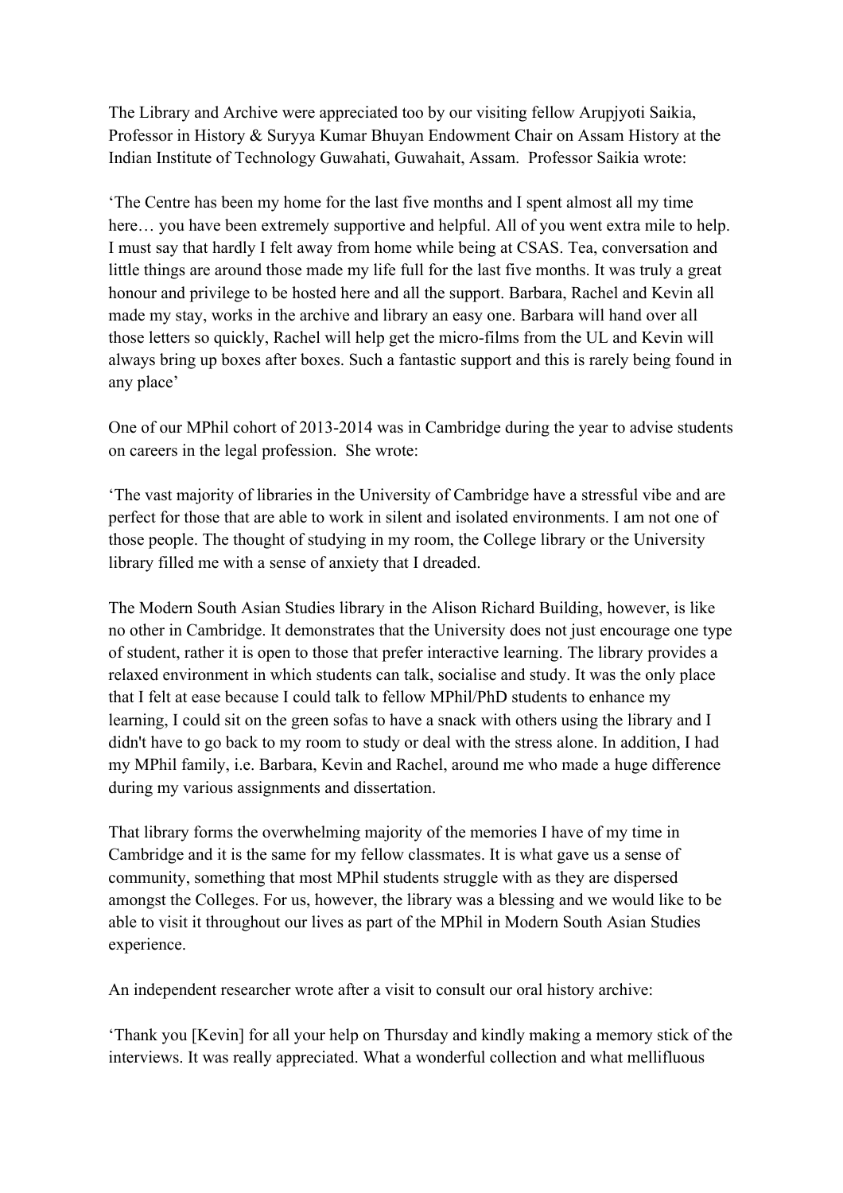The Library and Archive were appreciated too by our visiting fellow Arupjyoti Saikia, Professor in History & Suryya Kumar Bhuyan Endowment Chair on Assam History at the Indian Institute of Technology Guwahati, Guwahait, Assam. Professor Saikia wrote:

'The Centre has been my home for the last five months and I spent almost all my time here… you have been extremely supportive and helpful. All of you went extra mile to help. I must say that hardly I felt away from home while being at CSAS. Tea, conversation and little things are around those made my life full for the last five months. It was truly a great honour and privilege to be hosted here and all the support. Barbara, Rachel and Kevin all made my stay, works in the archive and library an easy one. Barbara will hand over all those letters so quickly, Rachel will help get the micro-films from the UL and Kevin will always bring up boxes after boxes. Such a fantastic support and this is rarely being found in any place'

One of our MPhil cohort of 2013-2014 was in Cambridge during the year to advise students on careers in the legal profession. She wrote:

'The vast majority of libraries in the University of Cambridge have a stressful vibe and are perfect for those that are able to work in silent and isolated environments. I am not one of those people. The thought of studying in my room, the College library or the University library filled me with a sense of anxiety that I dreaded.

The Modern South Asian Studies library in the Alison Richard Building, however, is like no other in Cambridge. It demonstrates that the University does not just encourage one type of student, rather it is open to those that prefer interactive learning. The library provides a relaxed environment in which students can talk, socialise and study. It was the only place that I felt at ease because I could talk to fellow MPhil/PhD students to enhance my learning, I could sit on the green sofas to have a snack with others using the library and I didn't have to go back to my room to study or deal with the stress alone. In addition, I had my MPhil family, i.e. Barbara, Kevin and Rachel, around me who made a huge difference during my various assignments and dissertation.

That library forms the overwhelming majority of the memories I have of my time in Cambridge and it is the same for my fellow classmates. It is what gave us a sense of community, something that most MPhil students struggle with as they are dispersed amongst the Colleges. For us, however, the library was a blessing and we would like to be able to visit it throughout our lives as part of the MPhil in Modern South Asian Studies experience.

An independent researcher wrote after a visit to consult our oral history archive:

'Thank you [Kevin] for all your help on Thursday and kindly making a memory stick of the interviews. It was really appreciated. What a wonderful collection and what mellifluous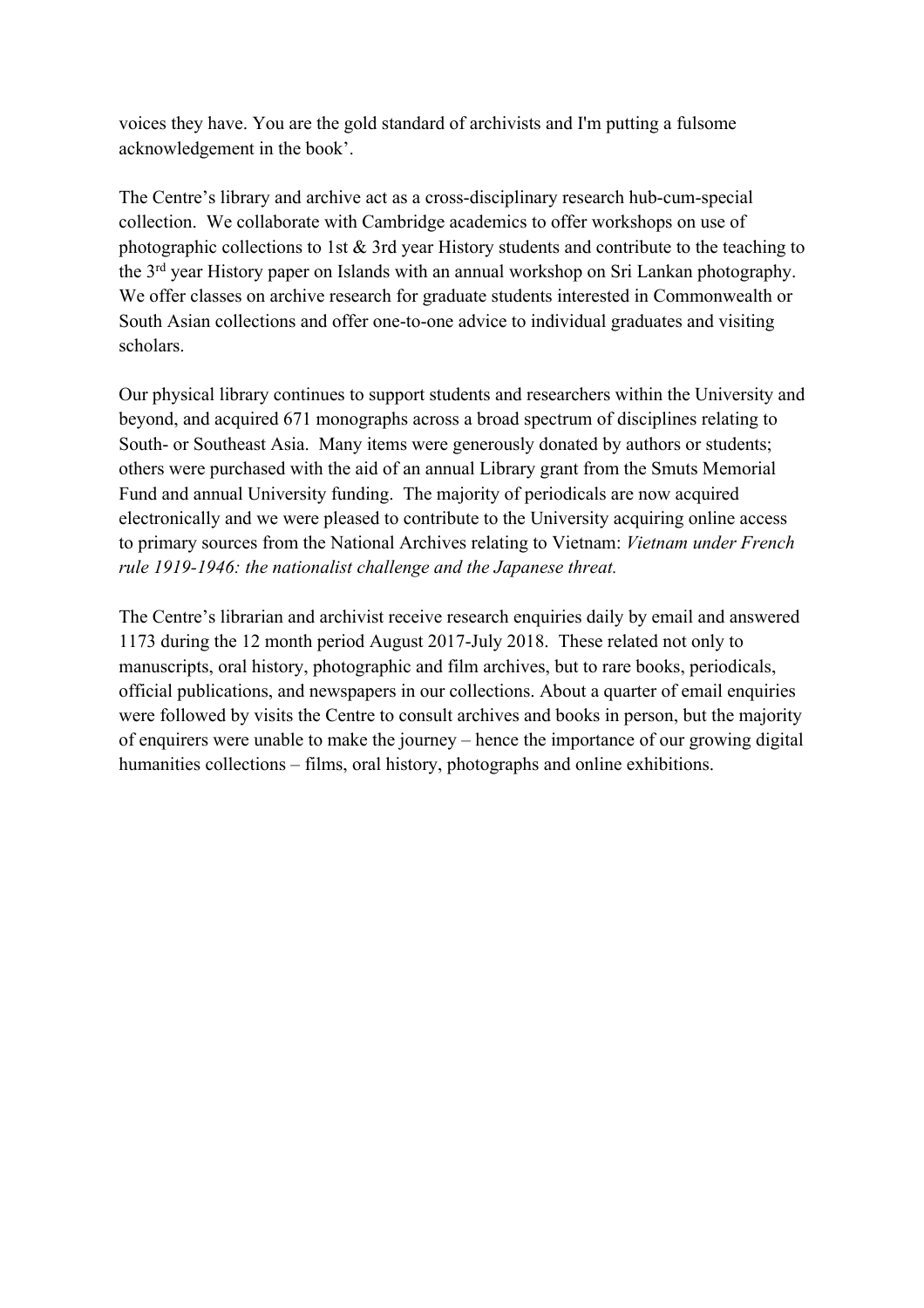voices they have. You are the gold standard of archivists and I'm putting a fulsome acknowledgement in the book'.

The Centre's library and archive act as a cross-disciplinary research hub-cum-special collection. We collaborate with Cambridge academics to offer workshops on use of photographic collections to 1st & 3rd year History students and contribute to the teaching to the 3rd year History paper on Islands with an annual workshop on Sri Lankan photography. We offer classes on archive research for graduate students interested in Commonwealth or South Asian collections and offer one-to-one advice to individual graduates and visiting scholars.

Our physical library continues to support students and researchers within the University and beyond, and acquired 671 monographs across a broad spectrum of disciplines relating to South- or Southeast Asia. Many items were generously donated by authors or students; others were purchased with the aid of an annual Library grant from the Smuts Memorial Fund and annual University funding. The majority of periodicals are now acquired electronically and we were pleased to contribute to the University acquiring online access to primary sources from the National Archives relating to Vietnam: *Vietnam under French rule 1919-1946: the nationalist challenge and the Japanese threat.*

The Centre's librarian and archivist receive research enquiries daily by email and answered 1173 during the 12 month period August 2017-July 2018. These related not only to manuscripts, oral history, photographic and film archives, but to rare books, periodicals, official publications, and newspapers in our collections. About a quarter of email enquiries were followed by visits the Centre to consult archives and books in person, but the majority of enquirers were unable to make the journey – hence the importance of our growing digital humanities collections – films, oral history, photographs and online exhibitions.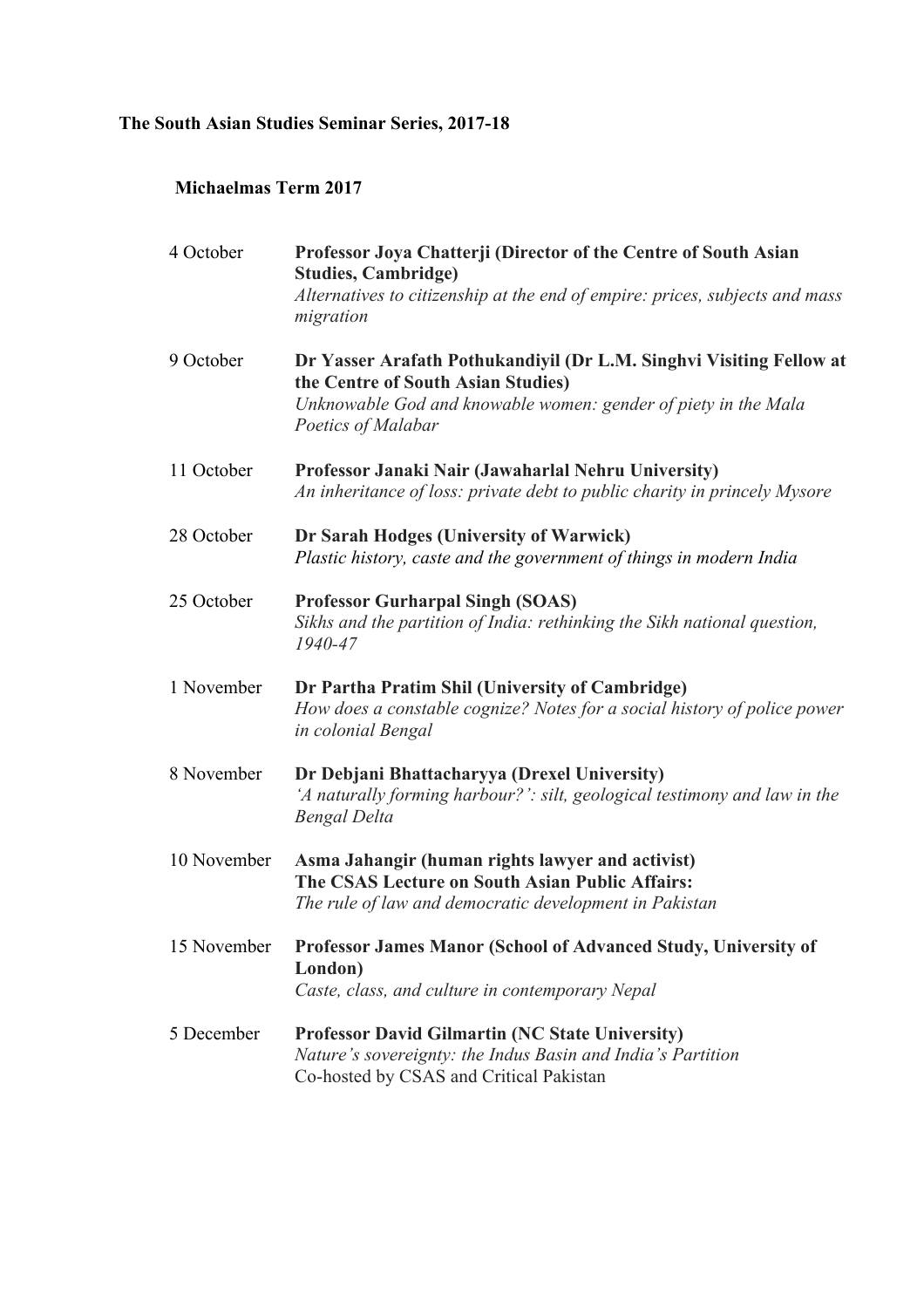**The South Asian Studies Seminar Series, 2017-18**

**Michaelmas Term 2017**

4 October — **Professor Joya Chatterji (Director of the Centre of South Asian Studies, Cambridge)**
*Alternatives to citizenship at the end of empire: prices, subjects and mass migration*

9 October — **Dr Yasser Arafath Pothukandiyil (Dr L.M. Singhvi Visiting Fellow at the Centre of South Asian Studies)**
*Unknowable God and knowable women: gender of piety in the Mala Poetics of Malabar*

11 October — **Professor Janaki Nair (Jawaharlal Nehru University)**
*An inheritance of loss: private debt to public charity in princely Mysore*

28 October — **Dr Sarah Hodges (University of Warwick)**
*Plastic history, caste and the government of things in modern India*

25 October — **Professor Gurharpal Singh (SOAS)**
*Sikhs and the partition of India: rethinking the Sikh national question, 1940-47*

1 November — **Dr Partha Pratim Shil (University of Cambridge)**
*How does a constable cognize? Notes for a social history of police power in colonial Bengal*

8 November — **Dr Debjani Bhattacharyya (Drexel University)**
*'A naturally forming harbour?': silt, geological testimony and law in the Bengal Delta*

10 November — **Asma Jahangir (human rights lawyer and activist)**
**The CSAS Lecture on South Asian Public Affairs:**
*The rule of law and democratic development in Pakistan*

15 November — **Professor James Manor (School of Advanced Study, University of London)**
*Caste, class, and culture in contemporary Nepal*

5 December — **Professor David Gilmartin (NC State University)**
*Nature's sovereignty: the Indus Basin and India's Partition*
Co-hosted by CSAS and Critical Pakistan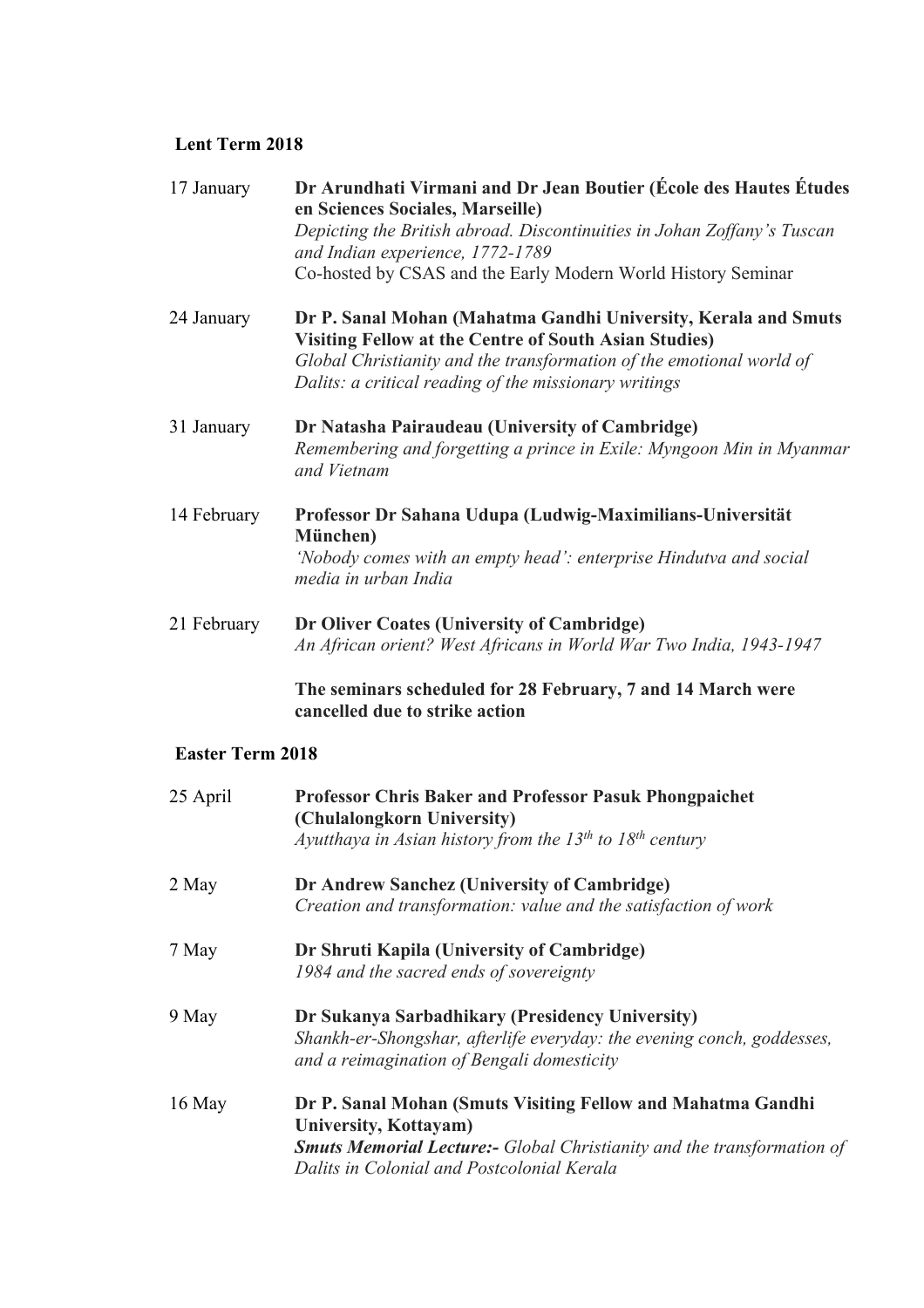## Lent Term 2018

17 January — **Dr Arundhati Virmani and Dr Jean Boutier (École des Hautes Études en Sciences Sociales, Marseille)**
*Depicting the British abroad. Discontinuities in Johan Zoffany's Tuscan and Indian experience, 1772-1789*
Co-hosted by CSAS and the Early Modern World History Seminar

24 January — **Dr P. Sanal Mohan (Mahatma Gandhi University, Kerala and Smuts Visiting Fellow at the Centre of South Asian Studies)**
*Global Christianity and the transformation of the emotional world of Dalits: a critical reading of the missionary writings*

31 January — **Dr Natasha Pairaudeau (University of Cambridge)**
*Remembering and forgetting a prince in Exile: Myngoon Min in Myanmar and Vietnam*

14 February — **Professor Dr Sahana Udupa (Ludwig-Maximilians-Universität München)**
*'Nobody comes with an empty head': enterprise Hindutva and social media in urban India*

21 February — **Dr Oliver Coates (University of Cambridge)**
*An African orient? West Africans in World War Two India, 1943-1947*

**The seminars scheduled for 28 February, 7 and 14 March were cancelled due to strike action**

## Easter Term 2018

25 April — **Professor Chris Baker and Professor Pasuk Phongpaichet (Chulalongkorn University)**
*Ayutthaya in Asian history from the 13th to 18th century*

2 May — **Dr Andrew Sanchez (University of Cambridge)**
*Creation and transformation: value and the satisfaction of work*

7 May — **Dr Shruti Kapila (University of Cambridge)**
*1984 and the sacred ends of sovereignty*

9 May — **Dr Sukanya Sarbadhikary (Presidency University)**
*Shankh-er-Shongshar, afterlife everyday: the evening conch, goddesses, and a reimagination of Bengali domesticity*

16 May — **Dr P. Sanal Mohan (Smuts Visiting Fellow and Mahatma Gandhi University, Kottayam)**
***Smuts Memorial Lecture:-*** *Global Christianity and the transformation of Dalits in Colonial and Postcolonial Kerala*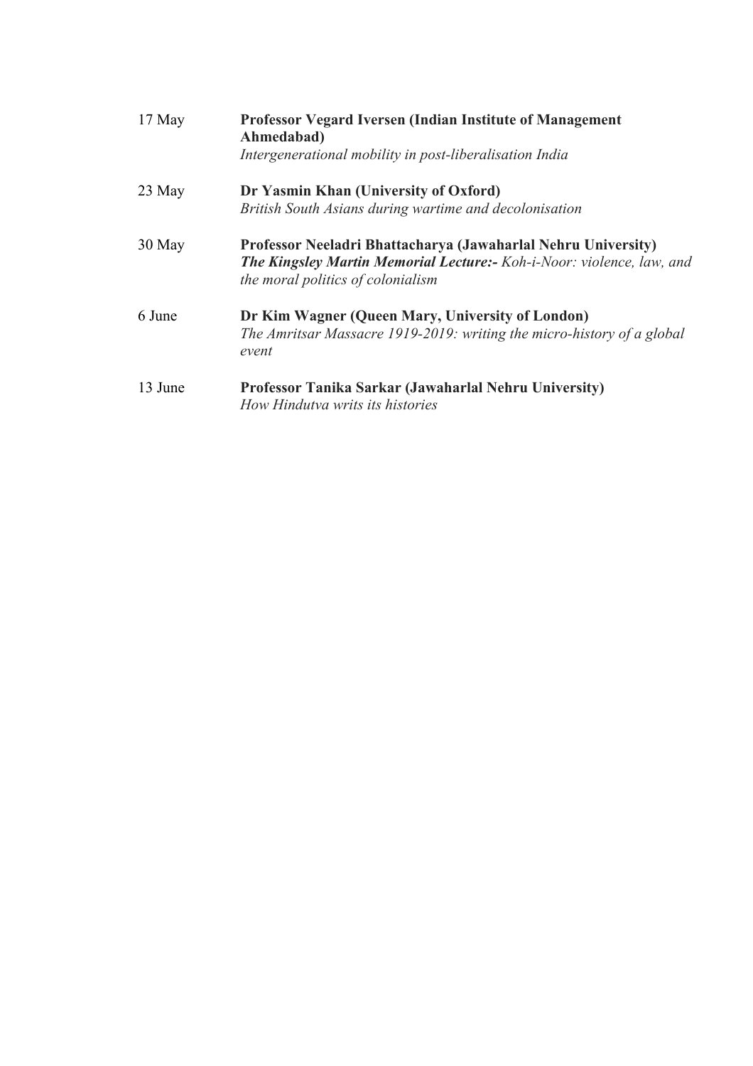| | |
|---|---|
| 17 May | **Professor Vegard Iversen (Indian Institute of Management Ahmedabad)**<br>*Intergenerational mobility in post-liberalisation India* |
| 23 May | **Dr Yasmin Khan (University of Oxford)**<br>*British South Asians during wartime and decolonisation* |
| 30 May | **Professor Neeladri Bhattacharya (Jawaharlal Nehru University)**<br>***The Kingsley Martin Memorial Lecture:-*** *Koh-i-Noor: violence, law, and the moral politics of colonialism* |
| 6 June | **Dr Kim Wagner (Queen Mary, University of London)**<br>*The Amritsar Massacre 1919-2019: writing the micro-history of a global event* |
| 13 June | **Professor Tanika Sarkar (Jawaharlal Nehru University)**<br>*How Hindutva writs its histories* |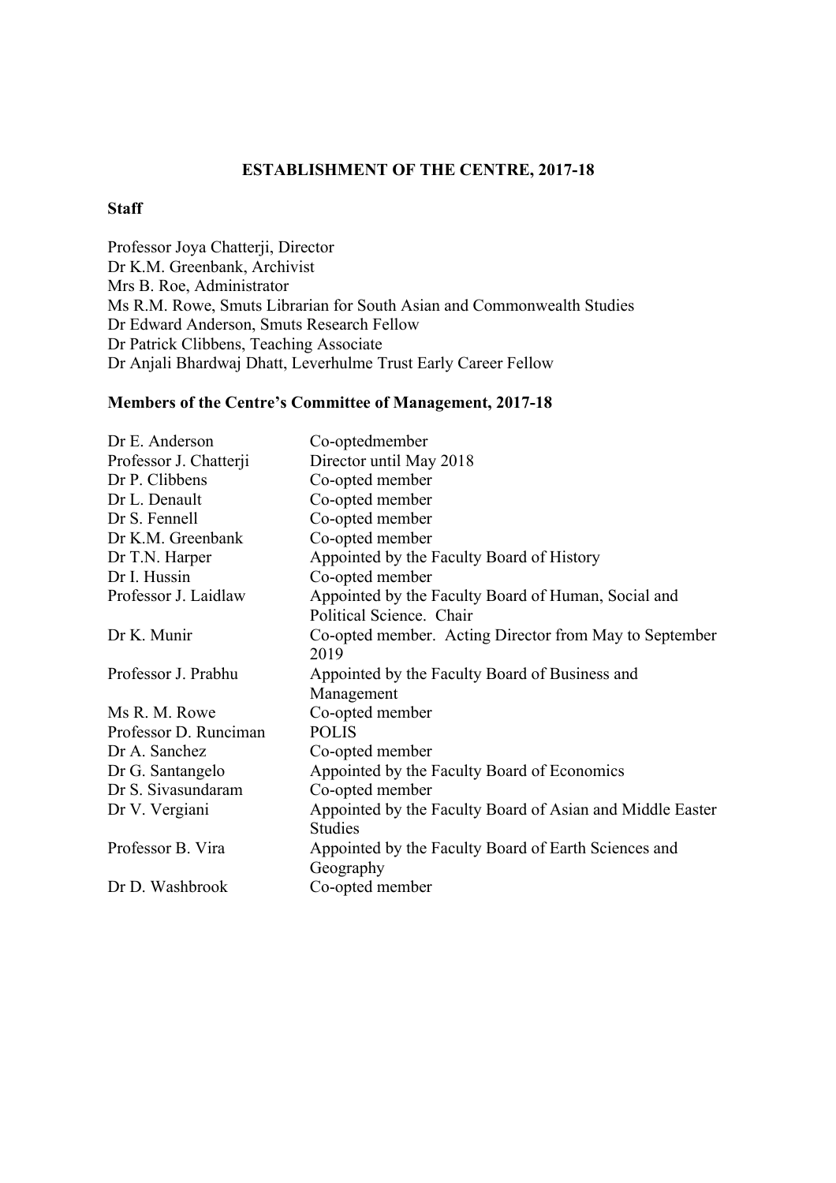**ESTABLISHMENT OF THE CENTRE, 2017-18**

**Staff**

Professor Joya Chatterji, Director
Dr K.M. Greenbank, Archivist
Mrs B. Roe, Administrator
Ms R.M. Rowe, Smuts Librarian for South Asian and Commonwealth Studies
Dr Edward Anderson, Smuts Research Fellow
Dr Patrick Clibbens, Teaching Associate
Dr Anjali Bhardwaj Dhatt, Leverhulme Trust Early Career Fellow

**Members of the Centre's Committee of Management, 2017-18**

| | |
|---|---|
| Dr E. Anderson | Co-optedmember |
| Professor J. Chatterji | Director until May 2018 |
| Dr P. Clibbens | Co-opted member |
| Dr L. Denault | Co-opted member |
| Dr S. Fennell | Co-opted member |
| Dr K.M. Greenbank | Co-opted member |
| Dr T.N. Harper | Appointed by the Faculty Board of History |
| Dr I. Hussin | Co-opted member |
| Professor J. Laidlaw | Appointed by the Faculty Board of Human, Social and Political Science. Chair |
| Dr K. Munir | Co-opted member. Acting Director from May to September 2019 |
| Professor J. Prabhu | Appointed by the Faculty Board of Business and Management |
| Ms R. M. Rowe | Co-opted member |
| Professor D. Runciman | POLIS |
| Dr A. Sanchez | Co-opted member |
| Dr G. Santangelo | Appointed by the Faculty Board of Economics |
| Dr S. Sivasundaram | Co-opted member |
| Dr V. Vergiani | Appointed by the Faculty Board of Asian and Middle Easter Studies |
| Professor B. Vira | Appointed by the Faculty Board of Earth Sciences and Geography |
| Dr D. Washbrook | Co-opted member |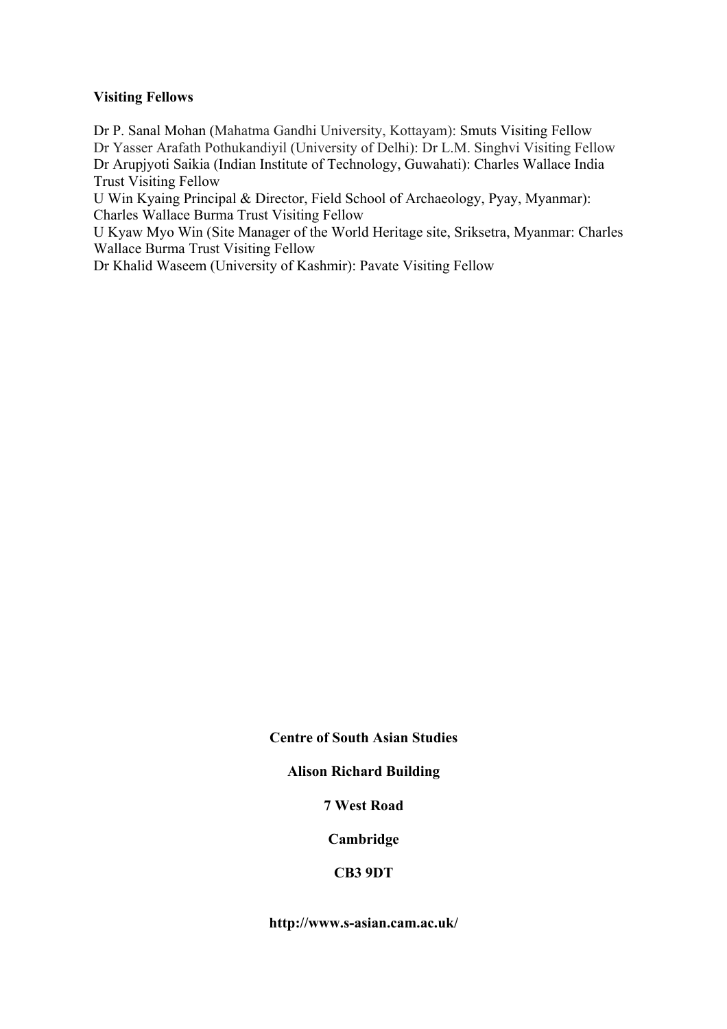**Visiting Fellows**

Dr P. Sanal Mohan (Mahatma Gandhi University, Kottayam): Smuts Visiting Fellow
Dr Yasser Arafath Pothukandiyil (University of Delhi): Dr L.M. Singhvi Visiting Fellow
Dr Arupjyoti Saikia (Indian Institute of Technology, Guwahati): Charles Wallace India Trust Visiting Fellow
U Win Kyaing Principal & Director, Field School of Archaeology, Pyay, Myanmar): Charles Wallace Burma Trust Visiting Fellow
U Kyaw Myo Win (Site Manager of the World Heritage site, Sriksetra, Myanmar: Charles Wallace Burma Trust Visiting Fellow
Dr Khalid Waseem (University of Kashmir): Pavate Visiting Fellow

**Centre of South Asian Studies**

**Alison Richard Building**

**7 West Road**

**Cambridge**

**CB3 9DT**

**http://www.s-asian.cam.ac.uk/**